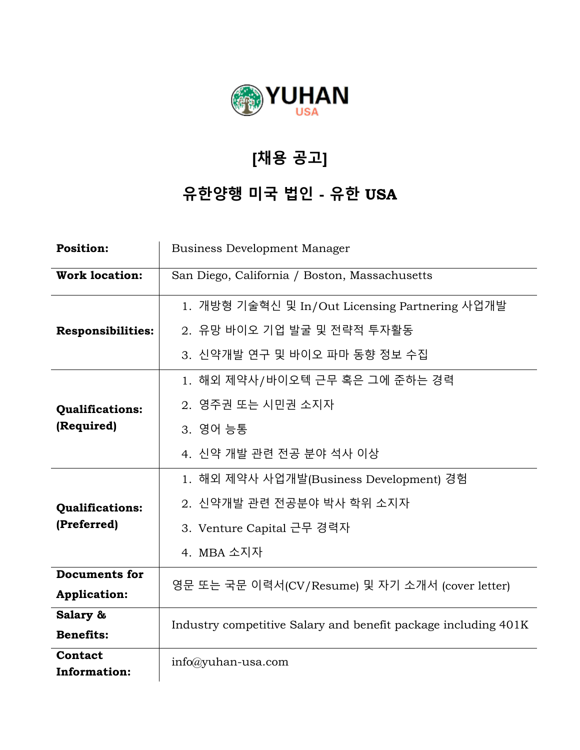YUHAN
USA

# [채용 공고]

## 유한양행 미국 법인 - 유한 USA

| | |
|---|---|
| **Position:** | Business Development Manager |
| **Work location:** | San Diego, California / Boston, Massachusetts |
| **Responsibilities:** | 1. 개방형 기술혁신 및 In/Out Licensing Partnering 사업개발<br>2. 유망 바이오 기업 발굴 및 전략적 투자활동<br>3. 신약개발 연구 및 바이오 파마 동향 정보 수집 |
| **Qualifications: (Required)** | 1. 해외 제약사/바이오텍 근무 혹은 그에 준하는 경력<br>2. 영주권 또는 시민권 소지자<br>3. 영어 능통<br>4. 신약 개발 관련 전공 분야 석사 이상 |
| **Qualifications: (Preferred)** | 1. 해외 제약사 사업개발(Business Development) 경험<br>2. 신약개발 관련 전공분야 박사 학위 소지자<br>3. Venture Capital 근무 경력자<br>4. MBA 소지자 |
| **Documents for Application:** | 영문 또는 국문 이력서(CV/Resume) 및 자기 소개서 (cover letter) |
| **Salary & Benefits:** | Industry competitive Salary and benefit package including 401K |
| **Contact Information:** | info@yuhan-usa.com |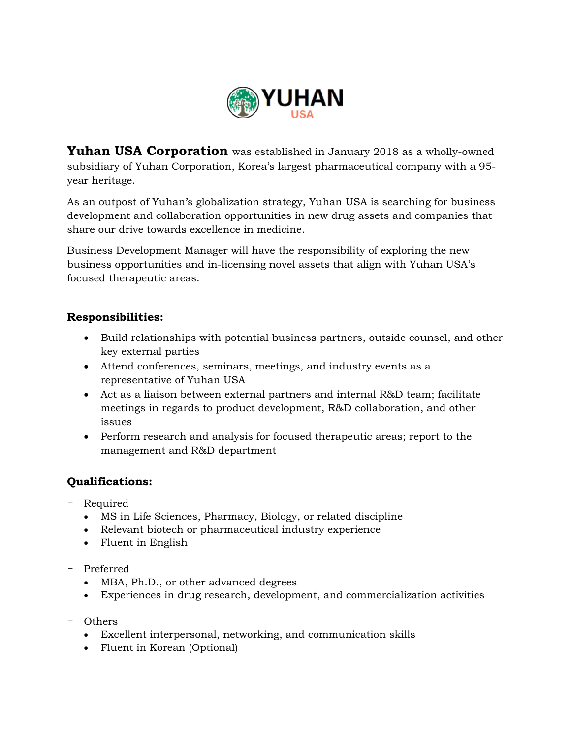YUHAN
USA

**Yuhan USA Corporation** was established in January 2018 as a wholly-owned subsidiary of Yuhan Corporation, Korea's largest pharmaceutical company with a 95-year heritage.

As an outpost of Yuhan's globalization strategy, Yuhan USA is searching for business development and collaboration opportunities in new drug assets and companies that share our drive towards excellence in medicine.

Business Development Manager will have the responsibility of exploring the new business opportunities and in-licensing novel assets that align with Yuhan USA's focused therapeutic areas.

## Responsibilities:

- Build relationships with potential business partners, outside counsel, and other key external parties
- Attend conferences, seminars, meetings, and industry events as a representative of Yuhan USA
- Act as a liaison between external partners and internal R&D team; facilitate meetings in regards to product development, R&D collaboration, and other issues
- Perform research and analysis for focused therapeutic areas; report to the management and R&D department

## Qualifications:

- Required
  - MS in Life Sciences, Pharmacy, Biology, or related discipline
  - Relevant biotech or pharmaceutical industry experience
  - Fluent in English

- Preferred
  - MBA, Ph.D., or other advanced degrees
  - Experiences in drug research, development, and commercialization activities

- Others
  - Excellent interpersonal, networking, and communication skills
  - Fluent in Korean (Optional)